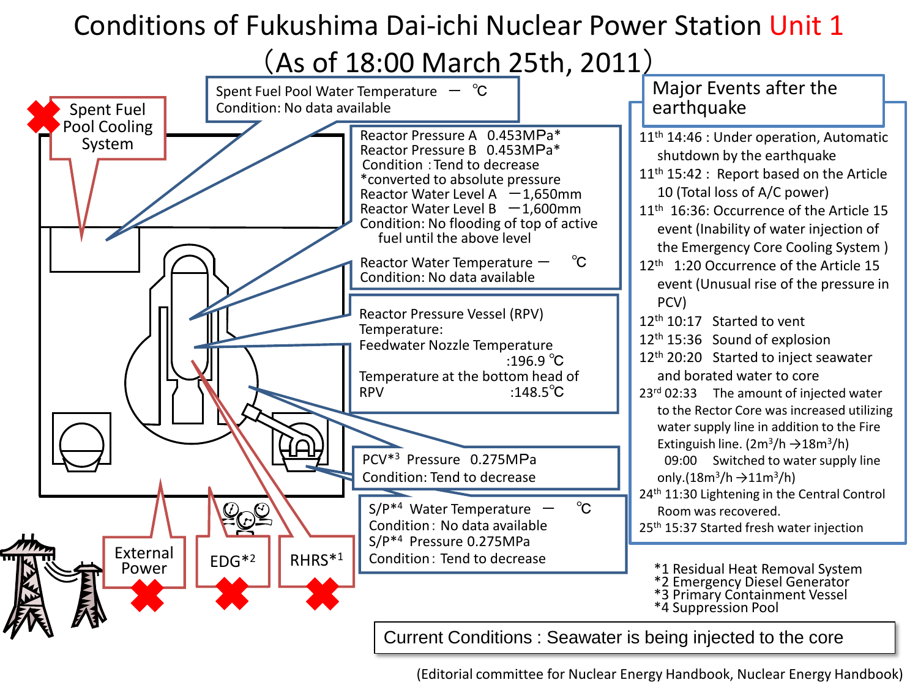# Conditions of Fukushima Dai-ichi Nuclear Power Station Unit 1

## （As of 18:00 March 25th, 2011）

Spent Fuel Pool Cooling System

Spent Fuel Pool Water Temperature — ℃
Condition: No data available

Reactor Pressure A 0.453MPa*
Reactor Pressure B 0.453MPa*
Condition : Tend to decrease
*converted to absolute pressure
Reactor Water Level A －1,650mm
Reactor Water Level B －1,600mm
Condition: No flooding of top of active fuel until the above level

Reactor Water Temperature — ℃
Condition: No data available

Reactor Pressure Vessel (RPV) Temperature:
Feedwater Nozzle Temperature :196.9 ℃
Temperature at the bottom head of RPV :148.5℃

PCV*3 Pressure 0.275MPa
Condition: Tend to decrease

S/P*4 Water Temperature — ℃
Condition : No data available
S/P*4 Pressure 0.275MPa
Condition : Tend to decrease

External Power

EDG*2

RHRS*1

## Major Events after the earthquake

- 11th 14:46 : Under operation, Automatic shutdown by the earthquake
- 11th 15:42 : Report based on the Article 10 (Total loss of A/C power)
- 11th 16:36: Occurrence of the Article 15 event (Inability of water injection of the Emergency Core Cooling System )
- 12th 1:20 Occurrence of the Article 15 event (Unusual rise of the pressure in PCV)
- 12th 10:17 Started to vent
- 12th 15:36 Sound of explosion
- 12th 20:20 Started to inject seawater and borated water to core
- 23rd 02:33 The amount of injected water to the Rector Core was increased utilizing water supply line in addition to the Fire Extinguish line. ($2m^3/h \rightarrow 18m^3/h$)
  09:00 Switched to water supply line only.($18m^3/h \rightarrow 11m^3/h$)
- 24th 11:30 Lightening in the Central Control Room was recovered.
- 25th 15:37 Started fresh water injection

*1 Residual Heat Removal System
*2 Emergency Diesel Generator
*3 Primary Containment Vessel
*4 Suppression Pool

**Current Conditions : Seawater is being injected to the core**

(Editorial committee for Nuclear Energy Handbook, Nuclear Energy Handbook)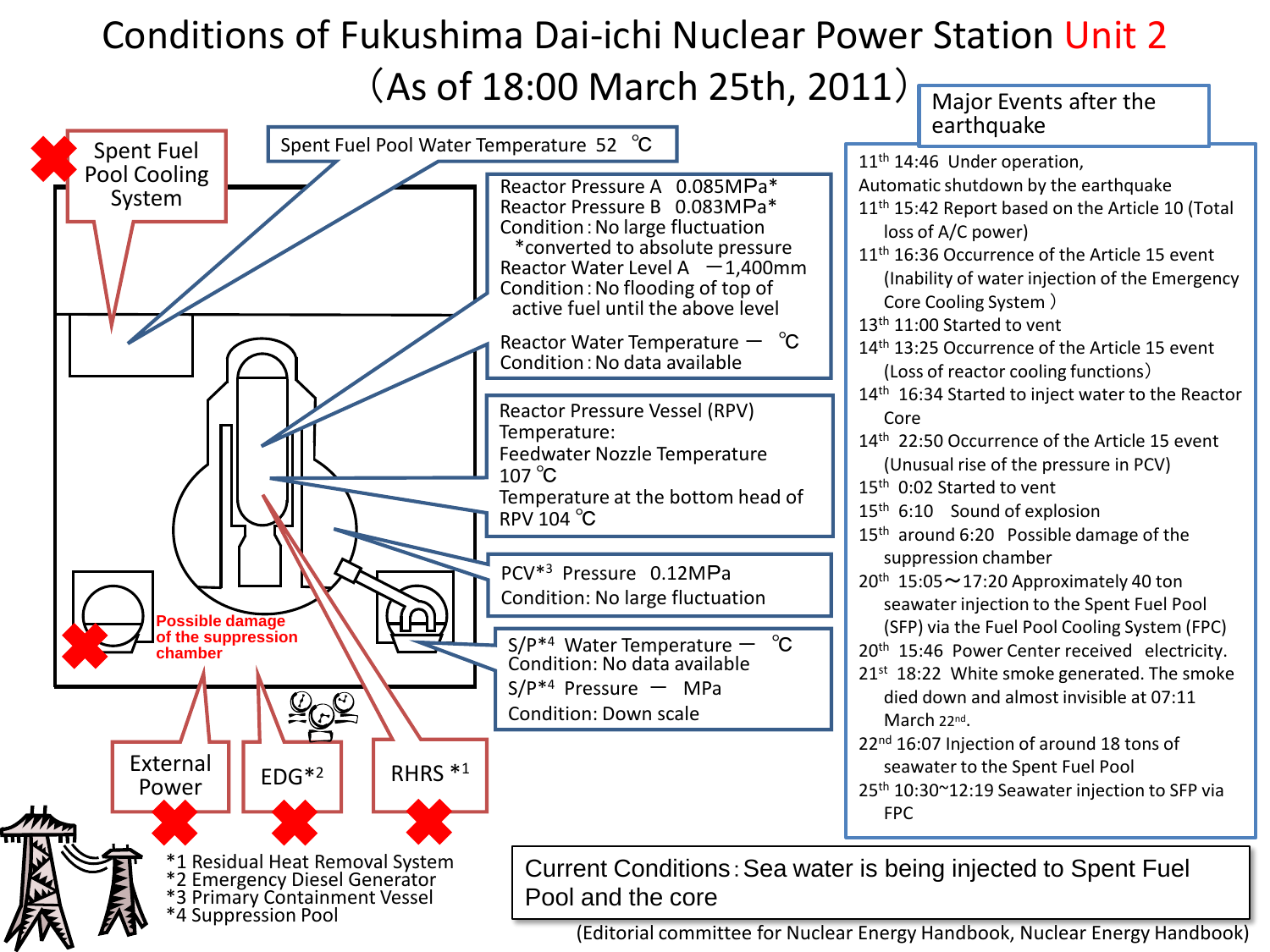# Conditions of Fukushima Dai-ichi Nuclear Power Station Unit 2

## (As of 18:00 March 25th, 2011)

Spent Fuel Pool Cooling System

Spent Fuel Pool Water Temperature 52 ℃

Reactor Pressure A 0.085MPa*
Reactor Pressure B 0.083MPa*
Condition : No large fluctuation
*converted to absolute pressure
Reactor Water Level A −1,400mm
Condition : No flooding of top of active fuel until the above level

Reactor Water Temperature − ℃
Condition : No data available

Reactor Pressure Vessel (RPV) Temperature:
Feedwater Nozzle Temperature 107 ℃
Temperature at the bottom head of RPV 104 ℃

PCV*3 Pressure 0.12MPa
Condition: No large fluctuation

S/P*4 Water Temperature − ℃
Condition: No data available
S/P*4 Pressure − MPa
Condition: Down scale

Possible damage of the suppression chamber

External Power

EDG*2

RHRS *1

*1 Residual Heat Removal System
*2 Emergency Diesel Generator
*3 Primary Containment Vessel
*4 Suppression Pool

### Major Events after the earthquake

- 11th 14:46 Under operation, Automatic shutdown by the earthquake
- 11th 15:42 Report based on the Article 10 (Total loss of A/C power)
- 11th 16:36 Occurrence of the Article 15 event (Inability of water injection of the Emergency Core Cooling System )
- 13th 11:00 Started to vent
- 14th 13:25 Occurrence of the Article 15 event (Loss of reactor cooling functions)
- 14th 16:34 Started to inject water to the Reactor Core
- 14th 22:50 Occurrence of the Article 15 event (Unusual rise of the pressure in PCV)
- 15th 0:02 Started to vent
- 15th 6:10 Sound of explosion
- 15th around 6:20 Possible damage of the suppression chamber
- 20th 15:05〜17:20 Approximately 40 ton seawater injection to the Spent Fuel Pool (SFP) via the Fuel Pool Cooling System (FPC)
- 20th 15:46 Power Center received electricity.
- 21st 18:22 White smoke generated. The smoke died down and almost invisible at 07:11 March 22nd.
- 22nd 16:07 Injection of around 18 tons of seawater to the Spent Fuel Pool
- 25th 10:30~12:19 Seawater injection to SFP via FPC

Current Conditions : Sea water is being injected to Spent Fuel Pool and the core

(Editorial committee for Nuclear Energy Handbook, Nuclear Energy Handbook)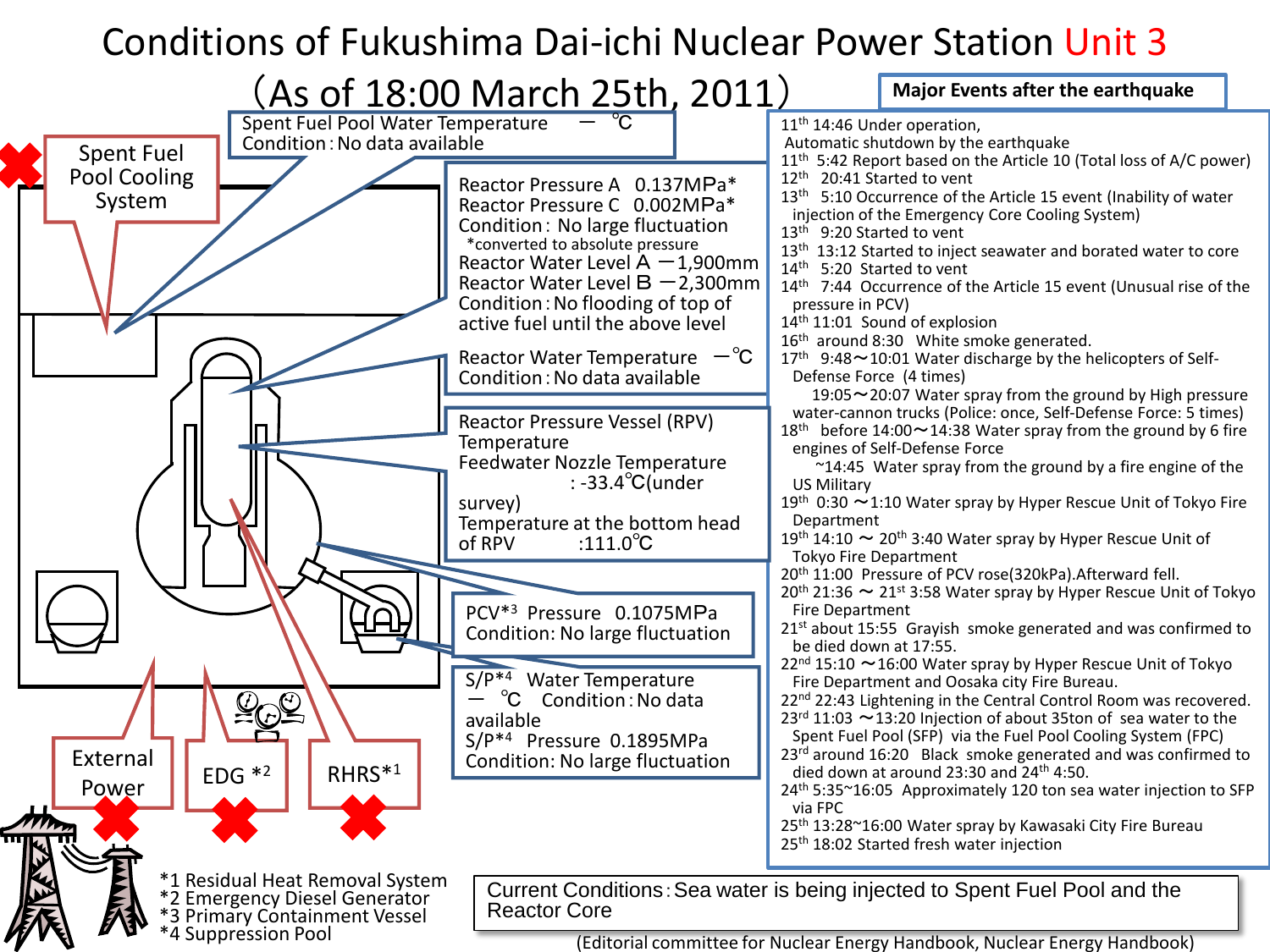# Conditions of Fukushima Dai-ichi Nuclear Power Station Unit 3

(As of 18:00 March 25th, 2011)

Spent Fuel Pool Water Temperature — ℃
Condition : No data available

Spent Fuel Pool Cooling System

Reactor Pressure A 0.137MPa*
Reactor Pressure C 0.002MPa*
Condition : No large fluctuation
*converted to absolute pressure
Reactor Water Level A −1,900mm
Reactor Water Level B −2,300mm
Condition : No flooding of top of active fuel until the above level

Reactor Water Temperature —℃
Condition : No data available

Reactor Pressure Vessel (RPV) Temperature
Feedwater Nozzle Temperature : -33.4℃(under survey)
Temperature at the bottom head of RPV :111.0℃

PCV*3 Pressure 0.1075MPa
Condition: No large fluctuation

S/P*4 Water Temperature — ℃ Condition : No data available
S/P*4 Pressure 0.1895MPa
Condition: No large fluctuation

External Power

EDG *2

RHRS*1

*1 Residual Heat Removal System
*2 Emergency Diesel Generator
*3 Primary Containment Vessel
*4 Suppression Pool

## Major Events after the earthquake

- 11th 14:46 Under operation, Automatic shutdown by the earthquake
- 11th 5:42 Report based on the Article 10 (Total loss of A/C power)
- 12th 20:41 Started to vent
- 13th 5:10 Occurrence of the Article 15 event (Inability of water injection of the Emergency Core Cooling System)
- 13th 9:20 Started to vent
- 13th 13:12 Started to inject seawater and borated water to core
- 14th 5:20 Started to vent
- 14th 7:44 Occurrence of the Article 15 event (Unusual rise of the pressure in PCV)
- 14th 11:01 Sound of explosion
- 16th around 8:30 White smoke generated.
- 17th 9:48∼10:01 Water discharge by the helicopters of Self-Defense Force (4 times)
  19:05∼20:07 Water spray from the ground by High pressure water-cannon trucks (Police: once, Self-Defense Force: 5 times)
- 18th before 14:00∼14:38 Water spray from the ground by 6 fire engines of Self-Defense Force
  ~14:45 Water spray from the ground by a fire engine of the US Military
- 19th 0:30 ∼1:10 Water spray by Hyper Rescue Unit of Tokyo Fire Department
- 19th 14:10 ∼ 20th 3:40 Water spray by Hyper Rescue Unit of Tokyo Fire Department
- 20th 11:00 Pressure of PCV rose(320kPa).Afterward fell.
- 20th 21:36 ∼ 21st 3:58 Water spray by Hyper Rescue Unit of Tokyo Fire Department
- 21st about 15:55 Grayish smoke generated and was confirmed to be died down at 17:55.
- 22nd 15:10 ∼16:00 Water spray by Hyper Rescue Unit of Tokyo Fire Department and Oosaka city Fire Bureau.
- 22nd 22:43 Lightening in the Central Control Room was recovered.
- 23rd 11:03 ∼13:20 Injection of about 35ton of sea water to the Spent Fuel Pool (SFP) via the Fuel Pool Cooling System (FPC)
- 23rd around 16:20 Black smoke generated and was confirmed to died down at around 23:30 and 24th 4:50.
- 24th 5:35~16:05 Approximately 120 ton sea water injection to SFP via FPC
- 25th 13:28~16:00 Water spray by Kawasaki City Fire Bureau
- 25th 18:02 Started fresh water injection

**Current Conditions : Sea water is being injected to Spent Fuel Pool and the Reactor Core**

(Editorial committee for Nuclear Energy Handbook, Nuclear Energy Handbook)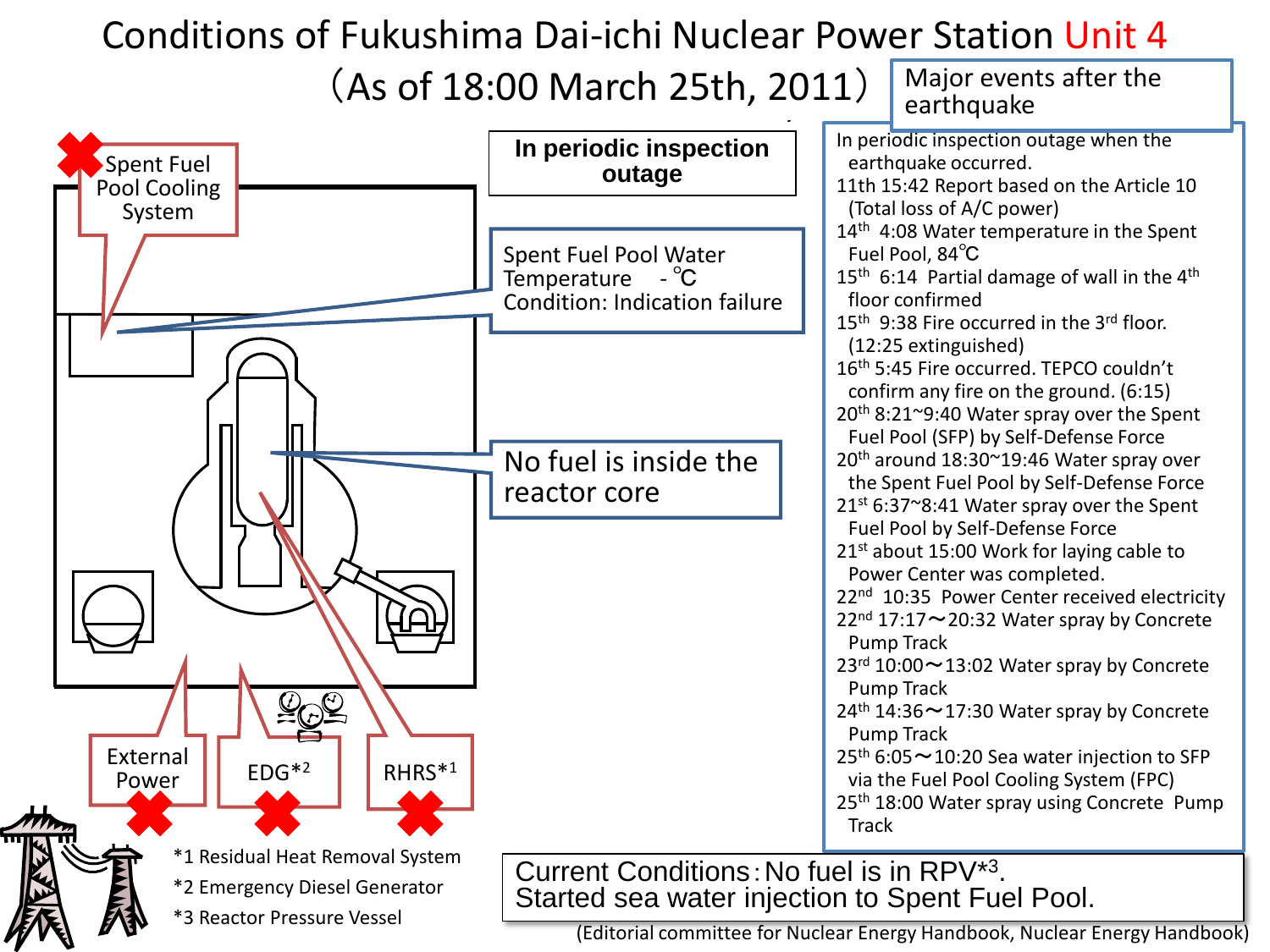# Conditions of Fukushima Dai-ichi Nuclear Power Station Unit 4

（As of 18:00 March 25th, 2011）

**In periodic inspection outage**

Spent Fuel Pool Cooling System

Spent Fuel Pool Water Temperature - ℃
Condition: Indication failure

No fuel is inside the reactor core

External Power

EDG*2

RHRS*1

*1 Residual Heat Removal System
*2 Emergency Diesel Generator
*3 Reactor Pressure Vessel

## Major events after the earthquake

In periodic inspection outage when the earthquake occurred.
11th 15:42 Report based on the Article 10 (Total loss of A/C power)
14th 4:08 Water temperature in the Spent Fuel Pool, 84℃
15th 6:14 Partial damage of wall in the 4th floor confirmed
15th 9:38 Fire occurred in the 3rd floor. (12:25 extinguished)
16th 5:45 Fire occurred. TEPCO couldn't confirm any fire on the ground. (6:15)
20th 8:21~9:40 Water spray over the Spent Fuel Pool (SFP) by Self-Defense Force
20th around 18:30~19:46 Water spray over the Spent Fuel Pool by Self-Defense Force
21st 6:37~8:41 Water spray over the Spent Fuel Pool by Self-Defense Force
21st about 15:00 Work for laying cable to Power Center was completed.
22nd 10:35 Power Center received electricity
22nd 17:17～20:32 Water spray by Concrete Pump Track
23rd 10:00～13:02 Water spray by Concrete Pump Track
24th 14:36～17:30 Water spray by Concrete Pump Track
25th 6:05～10:20 Sea water injection to SFP via the Fuel Pool Cooling System (FPC)
25th 18:00 Water spray using Concrete Pump Track

Current Conditions：No fuel is in RPV*3.
Started sea water injection to Spent Fuel Pool.

(Editorial committee for Nuclear Energy Handbook, Nuclear Energy Handbook)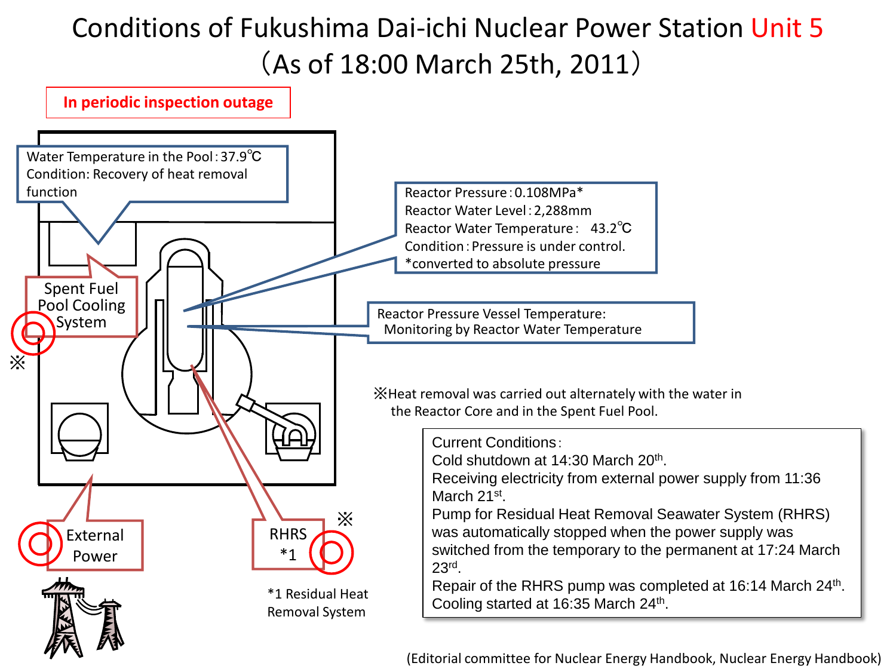# Conditions of Fukushima Dai-ichi Nuclear Power Station Unit 5 （As of 18:00 March 25th, 2011）

**In periodic inspection outage**

Water Temperature in the Pool：37.9℃
Condition: Recovery of heat removal function

Reactor Pressure：0.108MPa*
Reactor Water Level：2,288mm
Reactor Water Temperature：　43.2℃
Condition：Pressure is under control.
*converted to absolute pressure

Reactor Pressure Vessel Temperature:
Monitoring by Reactor Water Temperature

Spent Fuel Pool Cooling System ※

External Power

RHRS *1 ※

*1 Residual Heat Removal System

※Heat removal was carried out alternately with the water in the Reactor Core and in the Spent Fuel Pool.

Current Conditions：
Cold shutdown at 14:30 March 20th.
Receiving electricity from external power supply from 11:36 March 21st.
Pump for Residual Heat Removal Seawater System (RHRS) was automatically stopped when the power supply was switched from the temporary to the permanent at 17:24 March 23rd.
Repair of the RHRS pump was completed at 16:14 March 24th.
Cooling started at 16:35 March 24th.

(Editorial committee for Nuclear Energy Handbook, Nuclear Energy Handbook)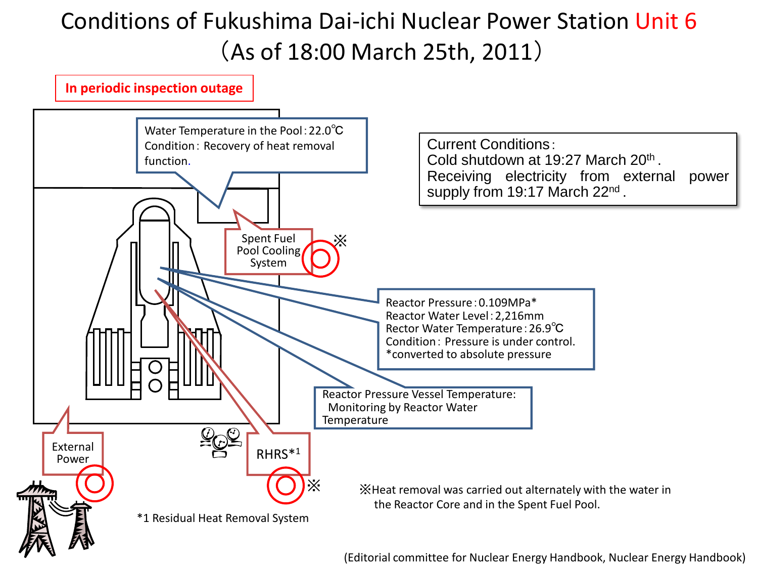# Conditions of Fukushima Dai-ichi Nuclear Power Station Unit 6
## （As of 18:00 March 25th, 2011）

**In periodic inspection outage**

Water Temperature in the Pool：22.0℃
Condition：Recovery of heat removal function.

Current Conditions：
Cold shutdown at 19:27 March 20th.
Receiving electricity from external power supply from 19:17 March 22nd.

Spent Fuel Pool Cooling System ※

Reactor Pressure：0.109MPa*
Reactor Water Level：2,216mm
Rector Water Temperature：26.9℃
Condition：Pressure is under control.
*converted to absolute pressure

Reactor Pressure Vessel Temperature: Monitoring by Reactor Water Temperature

External Power

RHRS*1 ※

※Heat removal was carried out alternately with the water in the Reactor Core and in the Spent Fuel Pool.

*1 Residual Heat Removal System

(Editorial committee for Nuclear Energy Handbook, Nuclear Energy Handbook)